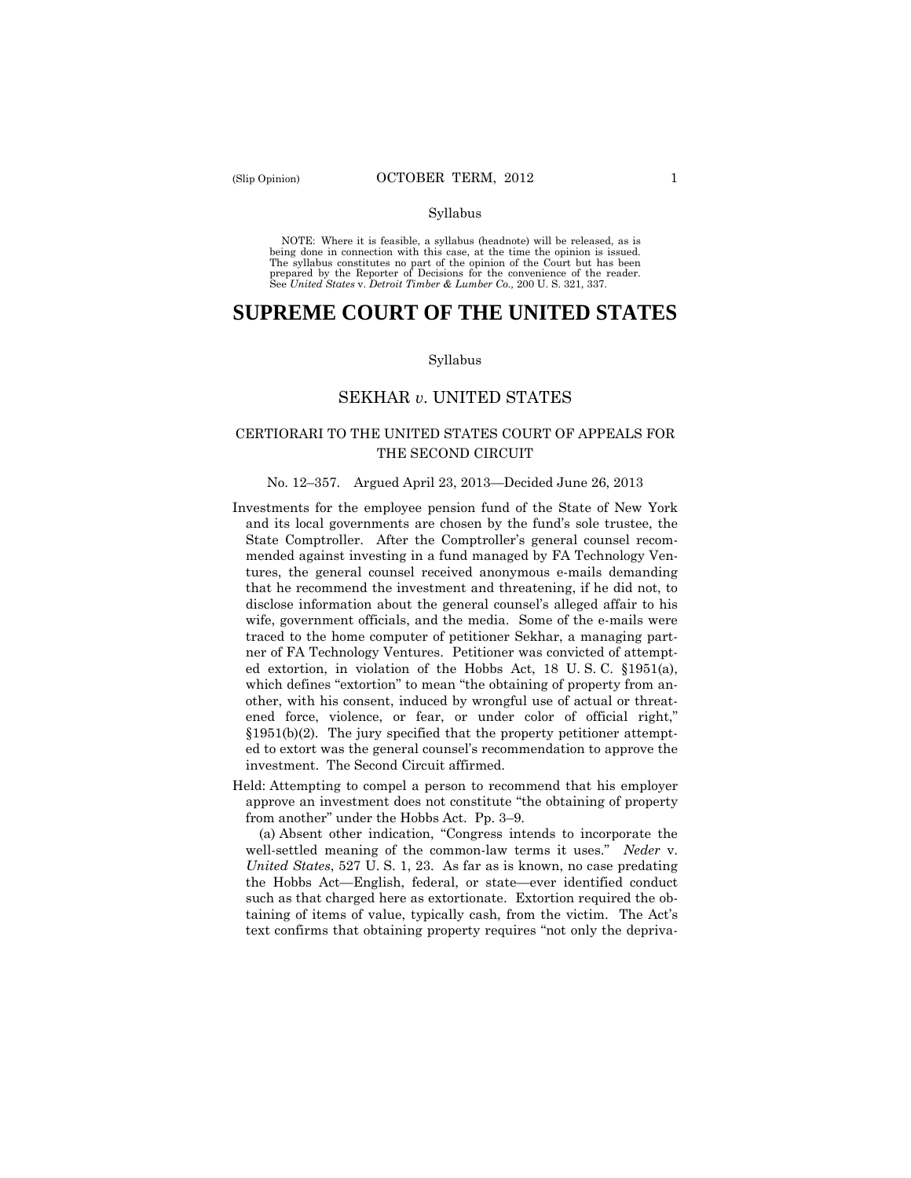Syllabus

NOTE: Where it is feasible, a syllabus (headnote) will be released, as is being done in connection with this case, at the time the opinion is issued. The syllabus constitutes no part of the opinion of the Court but has been prepared by the Reporter of Decisions for the convenience of the reader. See *United States* v. *Detroit Timber & Lumber Co.,* 200 U. S. 321, 337.

# SUPREME COURT OF THE UNITED STATES

Syllabus

## SEKHAR *v.* UNITED STATES

### CERTIORARI TO THE UNITED STATES COURT OF APPEALS FOR THE SECOND CIRCUIT

No. 12–357. Argued April 23, 2013—Decided June 26, 2013

Investments for the employee pension fund of the State of New York and its local governments are chosen by the fund's sole trustee, the State Comptroller. After the Comptroller's general counsel recommended against investing in a fund managed by FA Technology Ventures, the general counsel received anonymous e-mails demanding that he recommend the investment and threatening, if he did not, to disclose information about the general counsel's alleged affair to his wife, government officials, and the media. Some of the e-mails were traced to the home computer of petitioner Sekhar, a managing partner of FA Technology Ventures. Petitioner was convicted of attempted extortion, in violation of the Hobbs Act, 18 U. S. C. §1951(a), which defines "extortion" to mean "the obtaining of property from another, with his consent, induced by wrongful use of actual or threatened force, violence, or fear, or under color of official right," §1951(b)(2). The jury specified that the property petitioner attempted to extort was the general counsel's recommendation to approve the investment. The Second Circuit affirmed.

Held: Attempting to compel a person to recommend that his employer approve an investment does not constitute "the obtaining of property from another" under the Hobbs Act. Pp. 3–9.

(a) Absent other indication, "Congress intends to incorporate the well-settled meaning of the common-law terms it uses." *Neder* v. *United States*, 527 U. S. 1, 23. As far as is known, no case predating the Hobbs Act—English, federal, or state—ever identified conduct such as that charged here as extortionate. Extortion required the obtaining of items of value, typically cash, from the victim. The Act's text confirms that obtaining property requires "not only the depriva-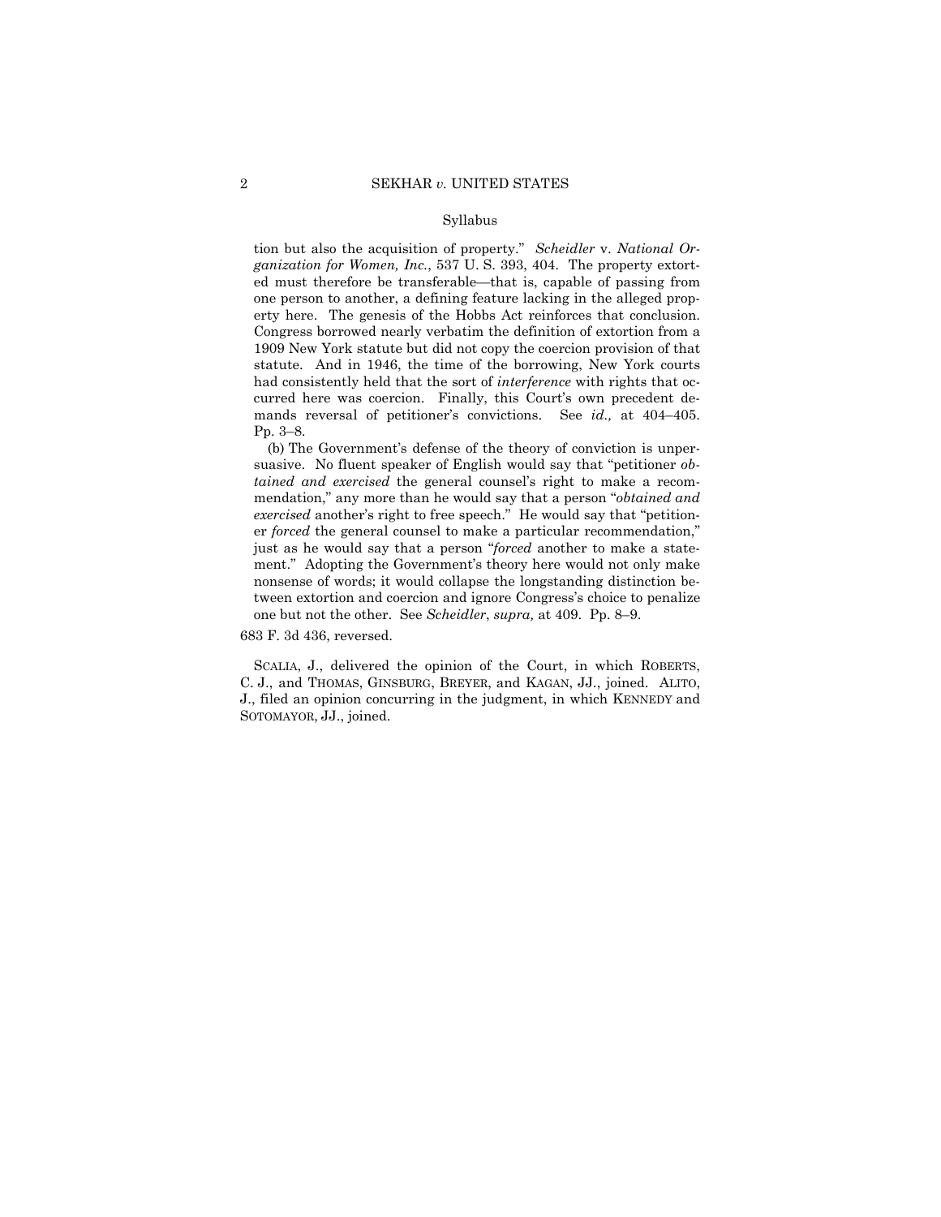Syllabus

tion but also the acquisition of property." *Scheidler* v. *National Organization for Women, Inc.*, 537 U. S. 393, 404. The property extorted must therefore be transferable—that is, capable of passing from one person to another, a defining feature lacking in the alleged property here. The genesis of the Hobbs Act reinforces that conclusion. Congress borrowed nearly verbatim the definition of extortion from a 1909 New York statute but did not copy the coercion provision of that statute. And in 1946, the time of the borrowing, New York courts had consistently held that the sort of *interference* with rights that occurred here was coercion. Finally, this Court's own precedent demands reversal of petitioner's convictions. See *id.,* at 404–405. Pp. 3–8.

(b) The Government's defense of the theory of conviction is unpersuasive. No fluent speaker of English would say that "petitioner *obtained and exercised* the general counsel's right to make a recommendation," any more than he would say that a person "*obtained and exercised* another's right to free speech." He would say that "petitioner *forced* the general counsel to make a particular recommendation," just as he would say that a person "*forced* another to make a statement." Adopting the Government's theory here would not only make nonsense of words; it would collapse the longstanding distinction between extortion and coercion and ignore Congress's choice to penalize one but not the other. See *Scheidler*, *supra,* at 409. Pp. 8–9.

683 F. 3d 436, reversed.

SCALIA, J., delivered the opinion of the Court, in which ROBERTS, C. J., and THOMAS, GINSBURG, BREYER, and KAGAN, JJ., joined. ALITO, J., filed an opinion concurring in the judgment, in which KENNEDY and SOTOMAYOR, JJ., joined.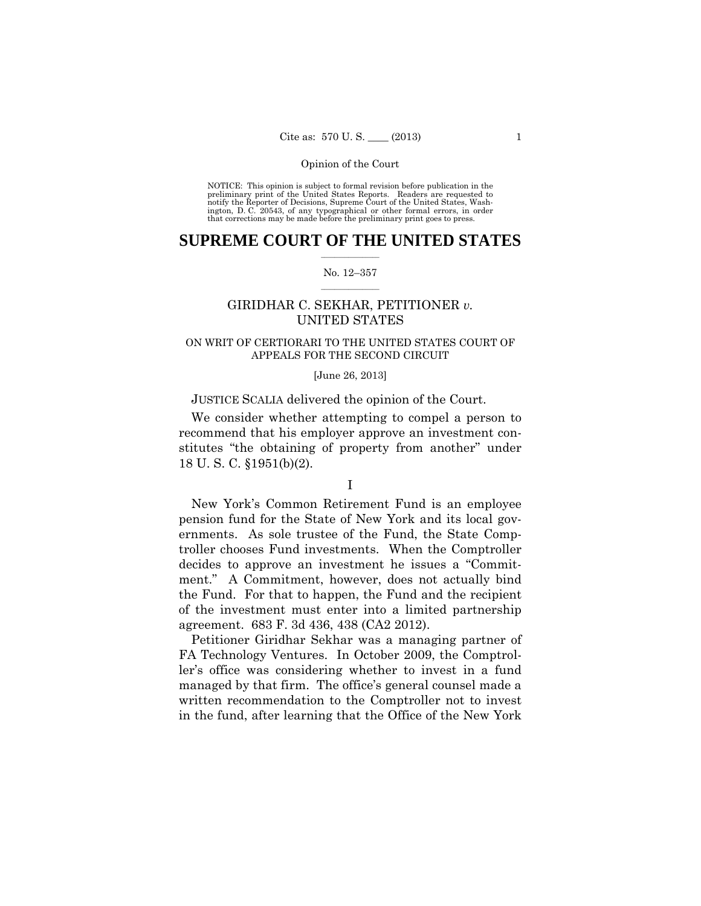Opinion of the Court

NOTICE: This opinion is subject to formal revision before publication in the preliminary print of the United States Reports. Readers are requested to notify the Reporter of Decisions, Supreme Court of the United States, Washington, D. C. 20543, of any typographical or other formal errors, in order that corrections may be made before the preliminary print goes to press.

# SUPREME COURT OF THE UNITED STATES

No. 12–357

GIRIDHAR C. SEKHAR, PETITIONER *v.* UNITED STATES

ON WRIT OF CERTIORARI TO THE UNITED STATES COURT OF APPEALS FOR THE SECOND CIRCUIT

[June 26, 2013]

JUSTICE SCALIA delivered the opinion of the Court.

We consider whether attempting to compel a person to recommend that his employer approve an investment constitutes "the obtaining of property from another" under 18 U. S. C. §1951(b)(2).

## I

New York's Common Retirement Fund is an employee pension fund for the State of New York and its local governments. As sole trustee of the Fund, the State Comptroller chooses Fund investments. When the Comptroller decides to approve an investment he issues a "Commitment." A Commitment, however, does not actually bind the Fund. For that to happen, the Fund and the recipient of the investment must enter into a limited partnership agreement. 683 F. 3d 436, 438 (CA2 2012).

Petitioner Giridhar Sekhar was a managing partner of FA Technology Ventures. In October 2009, the Comptroller's office was considering whether to invest in a fund managed by that firm. The office's general counsel made a written recommendation to the Comptroller not to invest in the fund, after learning that the Office of the New York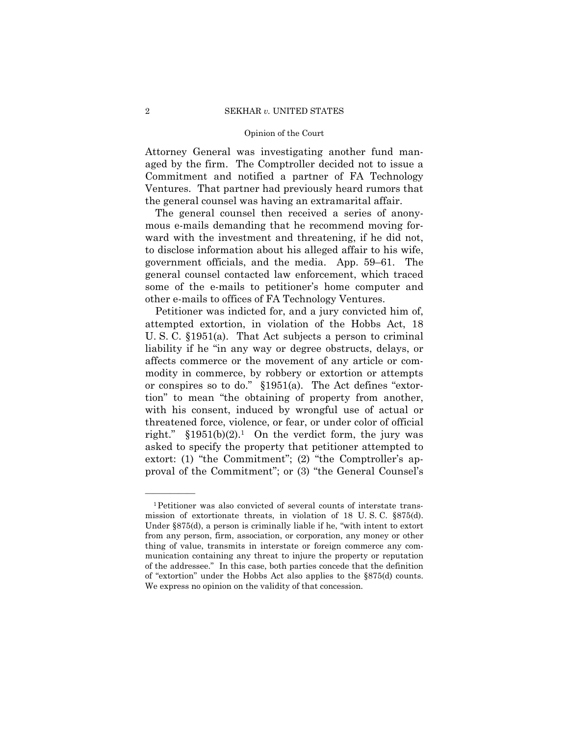Attorney General was investigating another fund managed by the firm. The Comptroller decided not to issue a Commitment and notified a partner of FA Technology Ventures. That partner had previously heard rumors that the general counsel was having an extramarital affair.

The general counsel then received a series of anonymous e-mails demanding that he recommend moving forward with the investment and threatening, if he did not, to disclose information about his alleged affair to his wife, government officials, and the media. App. 59–61. The general counsel contacted law enforcement, which traced some of the e-mails to petitioner's home computer and other e-mails to offices of FA Technology Ventures.

Petitioner was indicted for, and a jury convicted him of, attempted extortion, in violation of the Hobbs Act, 18 U. S. C. §1951(a). That Act subjects a person to criminal liability if he "in any way or degree obstructs, delays, or affects commerce or the movement of any article or commodity in commerce, by robbery or extortion or attempts or conspires so to do." §1951(a). The Act defines "extortion" to mean "the obtaining of property from another, with his consent, induced by wrongful use of actual or threatened force, violence, or fear, or under color of official right." §1951(b)(2).[1] On the verdict form, the jury was asked to specify the property that petitioner attempted to extort: (1) "the Commitment"; (2) "the Comptroller's approval of the Commitment"; or (3) "the General Counsel's

---

[1] Petitioner was also convicted of several counts of interstate transmission of extortionate threats, in violation of 18 U. S. C. §875(d). Under §875(d), a person is criminally liable if he, "with intent to extort from any person, firm, association, or corporation, any money or other thing of value, transmits in interstate or foreign commerce any communication containing any threat to injure the property or reputation of the addressee." In this case, both parties concede that the definition of "extortion" under the Hobbs Act also applies to the §875(d) counts. We express no opinion on the validity of that concession.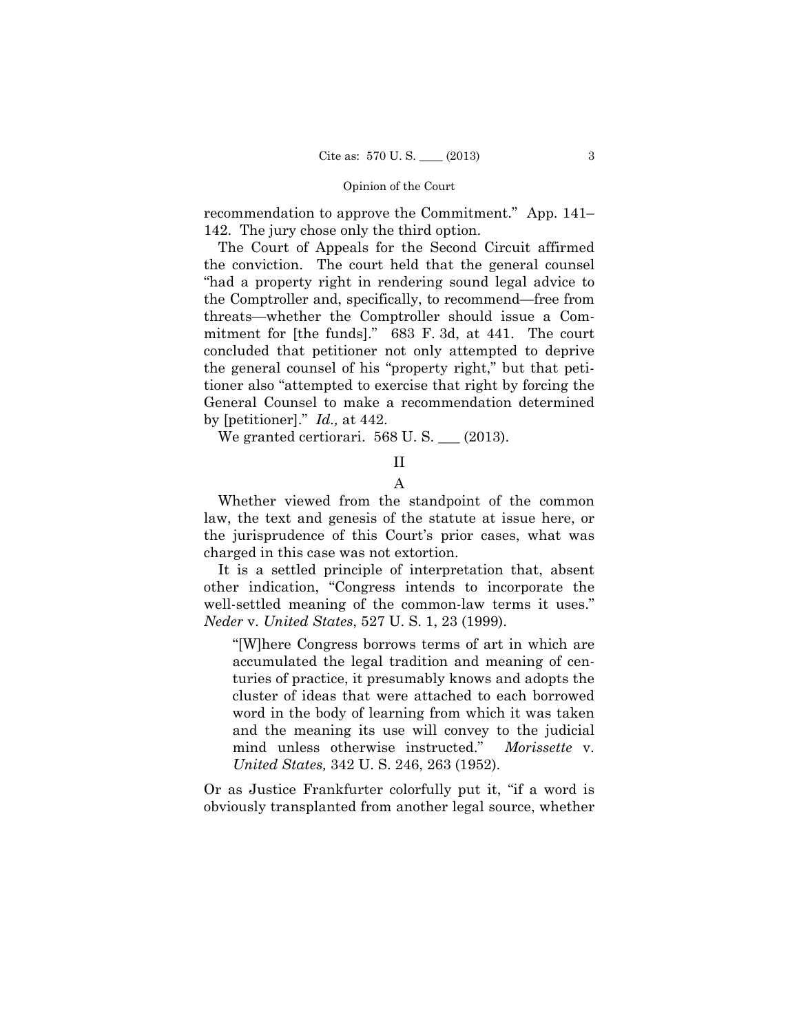recommendation to approve the Commitment." App. 141–142. The jury chose only the third option.

The Court of Appeals for the Second Circuit affirmed the conviction. The court held that the general counsel "had a property right in rendering sound legal advice to the Comptroller and, specifically, to recommend—free from threats—whether the Comptroller should issue a Commitment for [the funds]." 683 F. 3d, at 441. The court concluded that petitioner not only attempted to deprive the general counsel of his "property right," but that petitioner also "attempted to exercise that right by forcing the General Counsel to make a recommendation determined by [petitioner]." *Id.,* at 442.

We granted certiorari. 568 U. S. ___ (2013).

## II

### A

Whether viewed from the standpoint of the common law, the text and genesis of the statute at issue here, or the jurisprudence of this Court's prior cases, what was charged in this case was not extortion.

It is a settled principle of interpretation that, absent other indication, "Congress intends to incorporate the well-settled meaning of the common-law terms it uses." *Neder* v. *United States*, 527 U. S. 1, 23 (1999).

> "[W]here Congress borrows terms of art in which are accumulated the legal tradition and meaning of centuries of practice, it presumably knows and adopts the cluster of ideas that were attached to each borrowed word in the body of learning from which it was taken and the meaning its use will convey to the judicial mind unless otherwise instructed." *Morissette* v. *United States,* 342 U. S. 246, 263 (1952).

Or as Justice Frankfurter colorfully put it, "if a word is obviously transplanted from another legal source, whether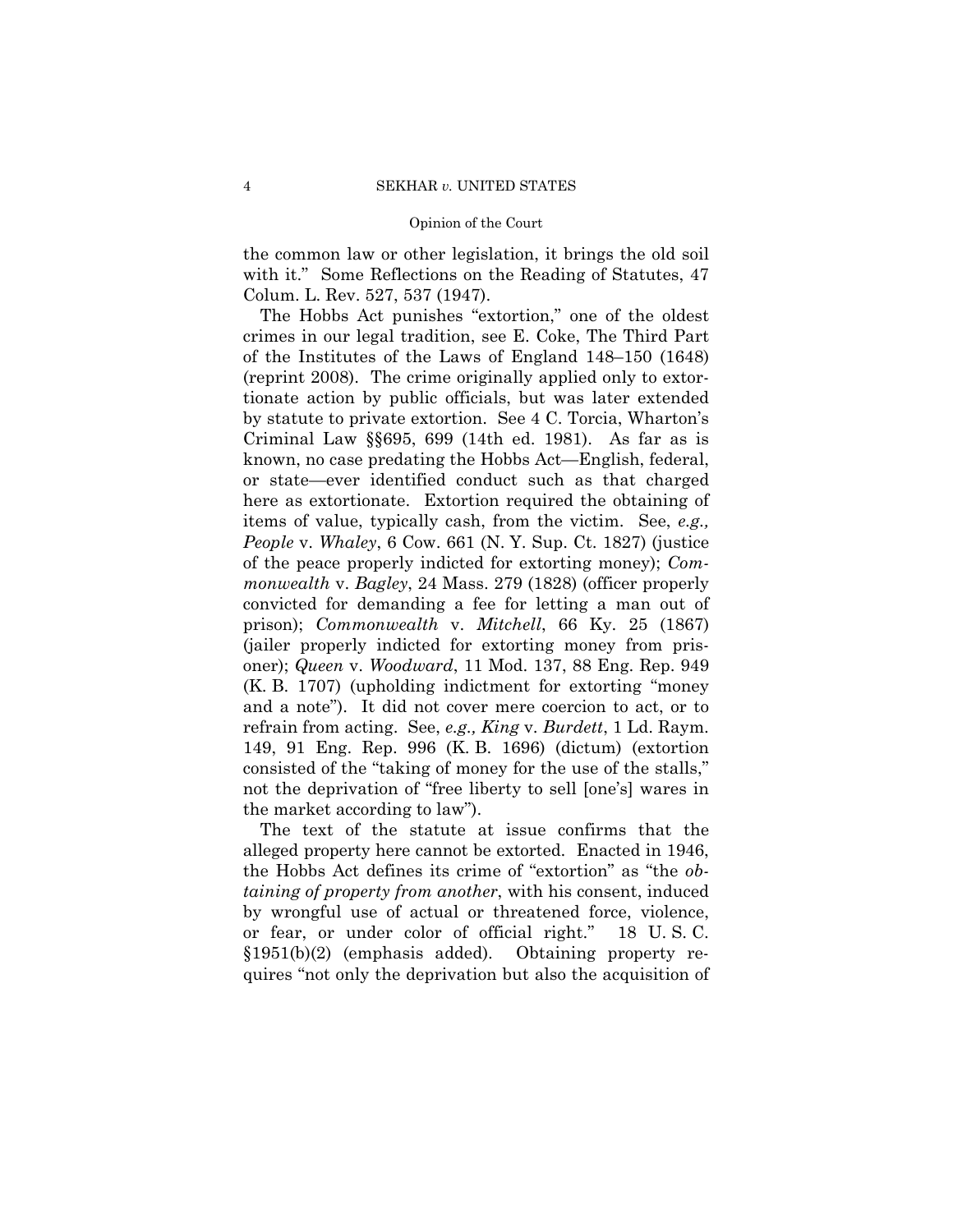the common law or other legislation, it brings the old soil with it." Some Reflections on the Reading of Statutes, 47 Colum. L. Rev. 527, 537 (1947).

The Hobbs Act punishes "extortion," one of the oldest crimes in our legal tradition, see E. Coke, The Third Part of the Institutes of the Laws of England 148–150 (1648) (reprint 2008). The crime originally applied only to extortionate action by public officials, but was later extended by statute to private extortion. See 4 C. Torcia, Wharton's Criminal Law §§695, 699 (14th ed. 1981). As far as is known, no case predating the Hobbs Act—English, federal, or state—ever identified conduct such as that charged here as extortionate. Extortion required the obtaining of items of value, typically cash, from the victim. See, *e.g., People* v. *Whaley*, 6 Cow. 661 (N. Y. Sup. Ct. 1827) (justice of the peace properly indicted for extorting money); *Commonwealth* v. *Bagley*, 24 Mass. 279 (1828) (officer properly convicted for demanding a fee for letting a man out of prison); *Commonwealth* v. *Mitchell*, 66 Ky. 25 (1867) (jailer properly indicted for extorting money from prisoner); *Queen* v. *Woodward*, 11 Mod. 137, 88 Eng. Rep. 949 (K. B. 1707) (upholding indictment for extorting "money and a note"). It did not cover mere coercion to act, or to refrain from acting. See, *e.g., King* v. *Burdett*, 1 Ld. Raym. 149, 91 Eng. Rep. 996 (K. B. 1696) (dictum) (extortion consisted of the "taking of money for the use of the stalls," not the deprivation of "free liberty to sell [one's] wares in the market according to law").

The text of the statute at issue confirms that the alleged property here cannot be extorted. Enacted in 1946, the Hobbs Act defines its crime of "extortion" as "the *obtaining of property from another*, with his consent, induced by wrongful use of actual or threatened force, violence, or fear, or under color of official right." 18 U. S. C. §1951(b)(2) (emphasis added). Obtaining property requires "not only the deprivation but also the acquisition of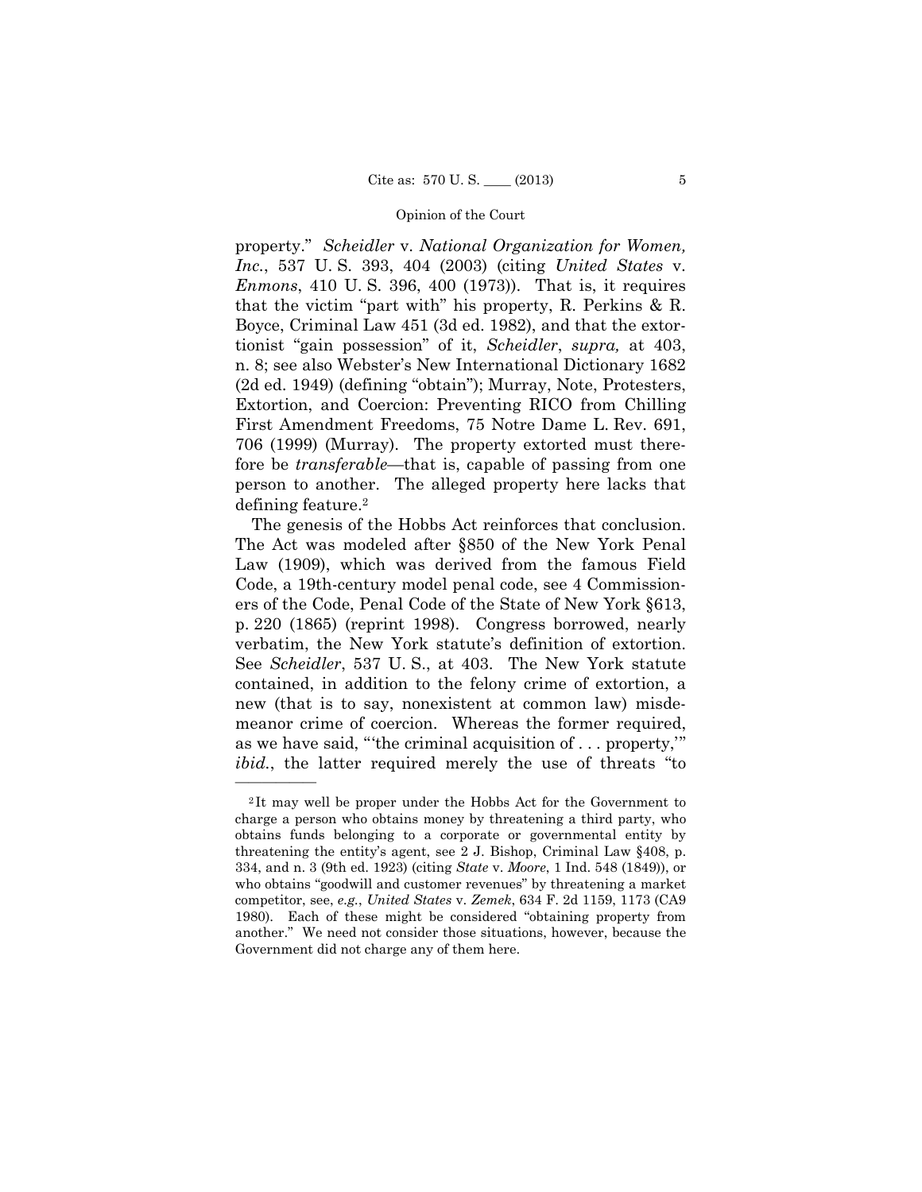property." *Scheidler* v. *National Organization for Women, Inc.*, 537 U. S. 393, 404 (2003) (citing *United States* v. *Enmons*, 410 U. S. 396, 400 (1973)). That is, it requires that the victim "part with" his property, R. Perkins & R. Boyce, Criminal Law 451 (3d ed. 1982), and that the extortionist "gain possession" of it, *Scheidler*, *supra,* at 403, n. 8; see also Webster's New International Dictionary 1682 (2d ed. 1949) (defining "obtain"); Murray, Note, Protesters, Extortion, and Coercion: Preventing RICO from Chilling First Amendment Freedoms, 75 Notre Dame L. Rev. 691, 706 (1999) (Murray). The property extorted must therefore be *transferable*—that is, capable of passing from one person to another. The alleged property here lacks that defining feature.[2]

The genesis of the Hobbs Act reinforces that conclusion. The Act was modeled after §850 of the New York Penal Law (1909), which was derived from the famous Field Code, a 19th-century model penal code, see 4 Commissioners of the Code, Penal Code of the State of New York §613, p. 220 (1865) (reprint 1998). Congress borrowed, nearly verbatim, the New York statute's definition of extortion. See *Scheidler*, 537 U. S., at 403. The New York statute contained, in addition to the felony crime of extortion, a new (that is to say, nonexistent at common law) misdemeanor crime of coercion. Whereas the former required, as we have said, "'the criminal acquisition of . . . property,'" *ibid.*, the latter required merely the use of threats "to

---

[2] It may well be proper under the Hobbs Act for the Government to charge a person who obtains money by threatening a third party, who obtains funds belonging to a corporate or governmental entity by threatening the entity's agent, see 2 J. Bishop, Criminal Law §408, p. 334, and n. 3 (9th ed. 1923) (citing *State* v. *Moore*, 1 Ind. 548 (1849)), or who obtains "goodwill and customer revenues" by threatening a market competitor, see, *e.g.*, *United States* v. *Zemek*, 634 F. 2d 1159, 1173 (CA9 1980). Each of these might be considered "obtaining property from another." We need not consider those situations, however, because the Government did not charge any of them here.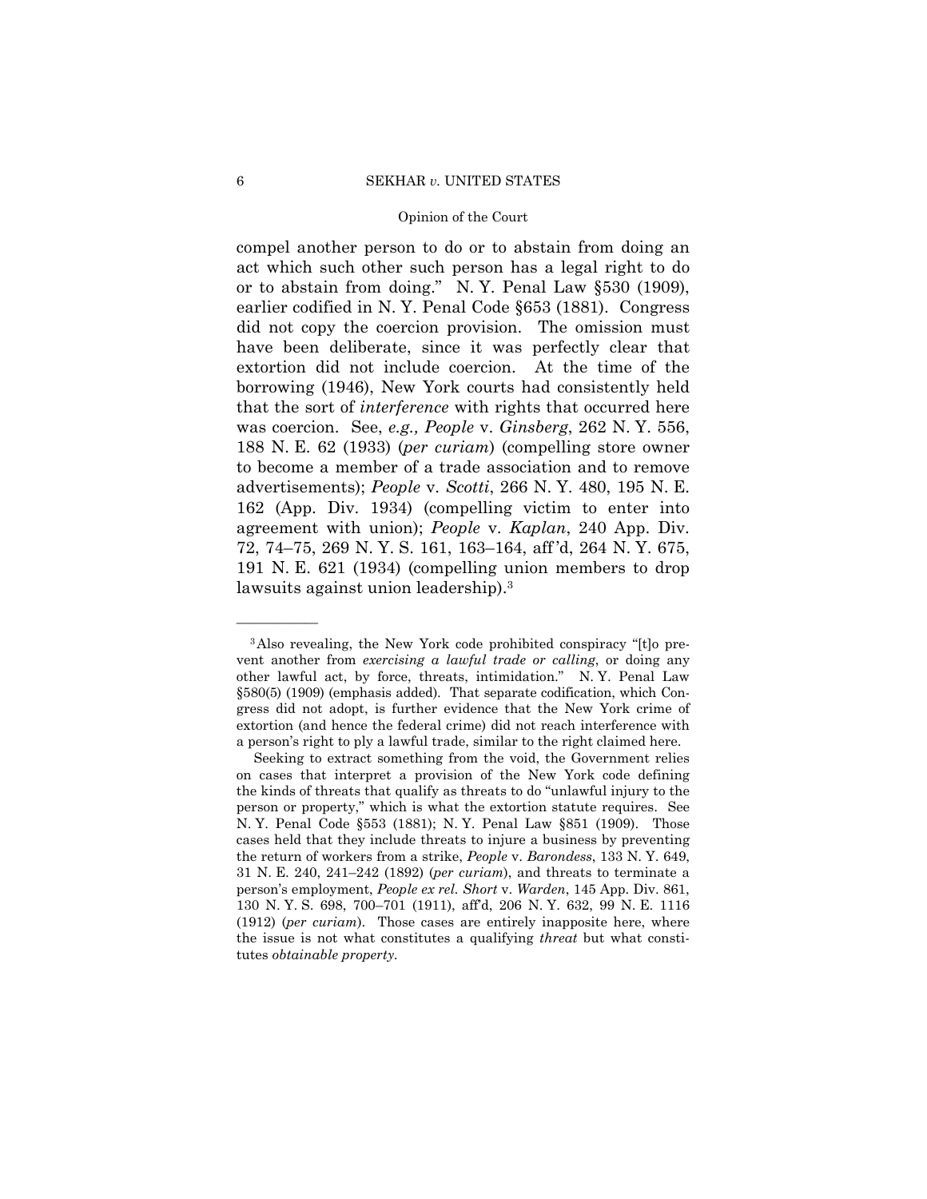compel another person to do or to abstain from doing an act which such other such person has a legal right to do or to abstain from doing." N. Y. Penal Law §530 (1909), earlier codified in N. Y. Penal Code §653 (1881). Congress did not copy the coercion provision. The omission must have been deliberate, since it was perfectly clear that extortion did not include coercion. At the time of the borrowing (1946), New York courts had consistently held that the sort of *interference* with rights that occurred here was coercion. See, *e.g., People* v. *Ginsberg*, 262 N. Y. 556, 188 N. E. 62 (1933) (*per curiam*) (compelling store owner to become a member of a trade association and to remove advertisements); *People* v. *Scotti*, 266 N. Y. 480, 195 N. E. 162 (App. Div. 1934) (compelling victim to enter into agreement with union); *People* v. *Kaplan*, 240 App. Div. 72, 74–75, 269 N. Y. S. 161, 163–164, aff'd, 264 N. Y. 675, 191 N. E. 621 (1934) (compelling union members to drop lawsuits against union leadership).[3]

---

[3] Also revealing, the New York code prohibited conspiracy "[t]o prevent another from *exercising a lawful trade or calling*, or doing any other lawful act, by force, threats, intimidation." N. Y. Penal Law §580(5) (1909) (emphasis added). That separate codification, which Congress did not adopt, is further evidence that the New York crime of extortion (and hence the federal crime) did not reach interference with a person's right to ply a lawful trade, similar to the right claimed here.

Seeking to extract something from the void, the Government relies on cases that interpret a provision of the New York code defining the kinds of threats that qualify as threats to do "unlawful injury to the person or property," which is what the extortion statute requires. See N. Y. Penal Code §553 (1881); N. Y. Penal Law §851 (1909). Those cases held that they include threats to injure a business by preventing the return of workers from a strike, *People* v. *Barondess*, 133 N. Y. 649, 31 N. E. 240, 241–242 (1892) (*per curiam*), and threats to terminate a person's employment, *People ex rel. Short* v. *Warden*, 145 App. Div. 861, 130 N. Y. S. 698, 700–701 (1911), aff'd, 206 N. Y. 632, 99 N. E. 1116 (1912) (*per curiam*). Those cases are entirely inapposite here, where the issue is not what constitutes a qualifying *threat* but what constitutes *obtainable property*.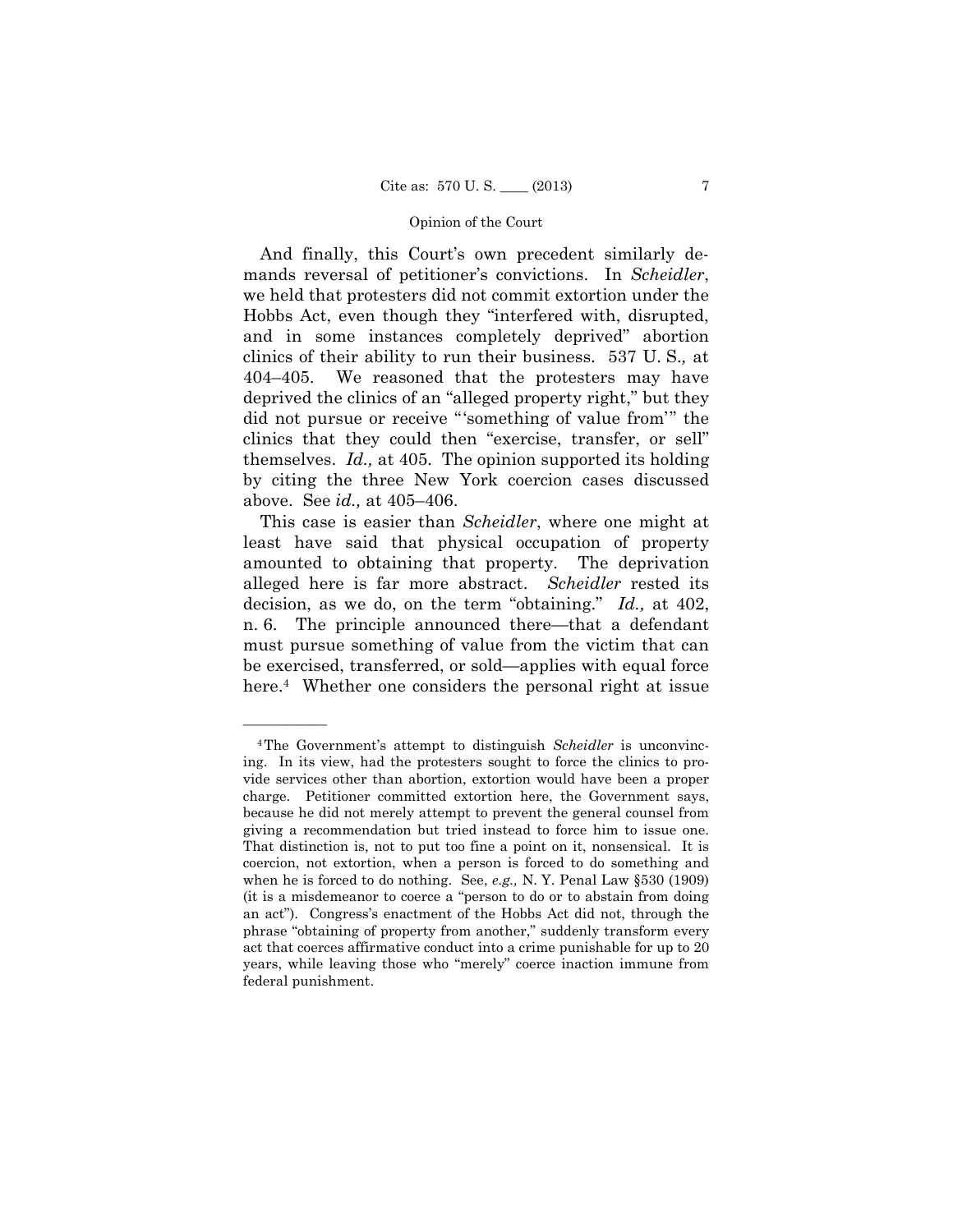And finally, this Court's own precedent similarly demands reversal of petitioner's convictions. In *Scheidler*, we held that protesters did not commit extortion under the Hobbs Act, even though they "interfered with, disrupted, and in some instances completely deprived" abortion clinics of their ability to run their business. 537 U. S., at 404–405. We reasoned that the protesters may have deprived the clinics of an "alleged property right," but they did not pursue or receive "'something of value from'" the clinics that they could then "exercise, transfer, or sell" themselves. *Id.,* at 405. The opinion supported its holding by citing the three New York coercion cases discussed above. See *id.,* at 405–406.

This case is easier than *Scheidler*, where one might at least have said that physical occupation of property amounted to obtaining that property. The deprivation alleged here is far more abstract. *Scheidler* rested its decision, as we do, on the term "obtaining." *Id.,* at 402, n. 6. The principle announced there—that a defendant must pursue something of value from the victim that can be exercised, transferred, or sold—applies with equal force here.[4] Whether one considers the personal right at issue

---

[4] The Government's attempt to distinguish *Scheidler* is unconvincing. In its view, had the protesters sought to force the clinics to provide services other than abortion, extortion would have been a proper charge. Petitioner committed extortion here, the Government says, because he did not merely attempt to prevent the general counsel from giving a recommendation but tried instead to force him to issue one. That distinction is, not to put too fine a point on it, nonsensical. It is coercion, not extortion, when a person is forced to do something and when he is forced to do nothing. See, *e.g.,* N. Y. Penal Law §530 (1909) (it is a misdemeanor to coerce a "person to do or to abstain from doing an act"). Congress's enactment of the Hobbs Act did not, through the phrase "obtaining of property from another," suddenly transform every act that coerces affirmative conduct into a crime punishable for up to 20 years, while leaving those who "merely" coerce inaction immune from federal punishment.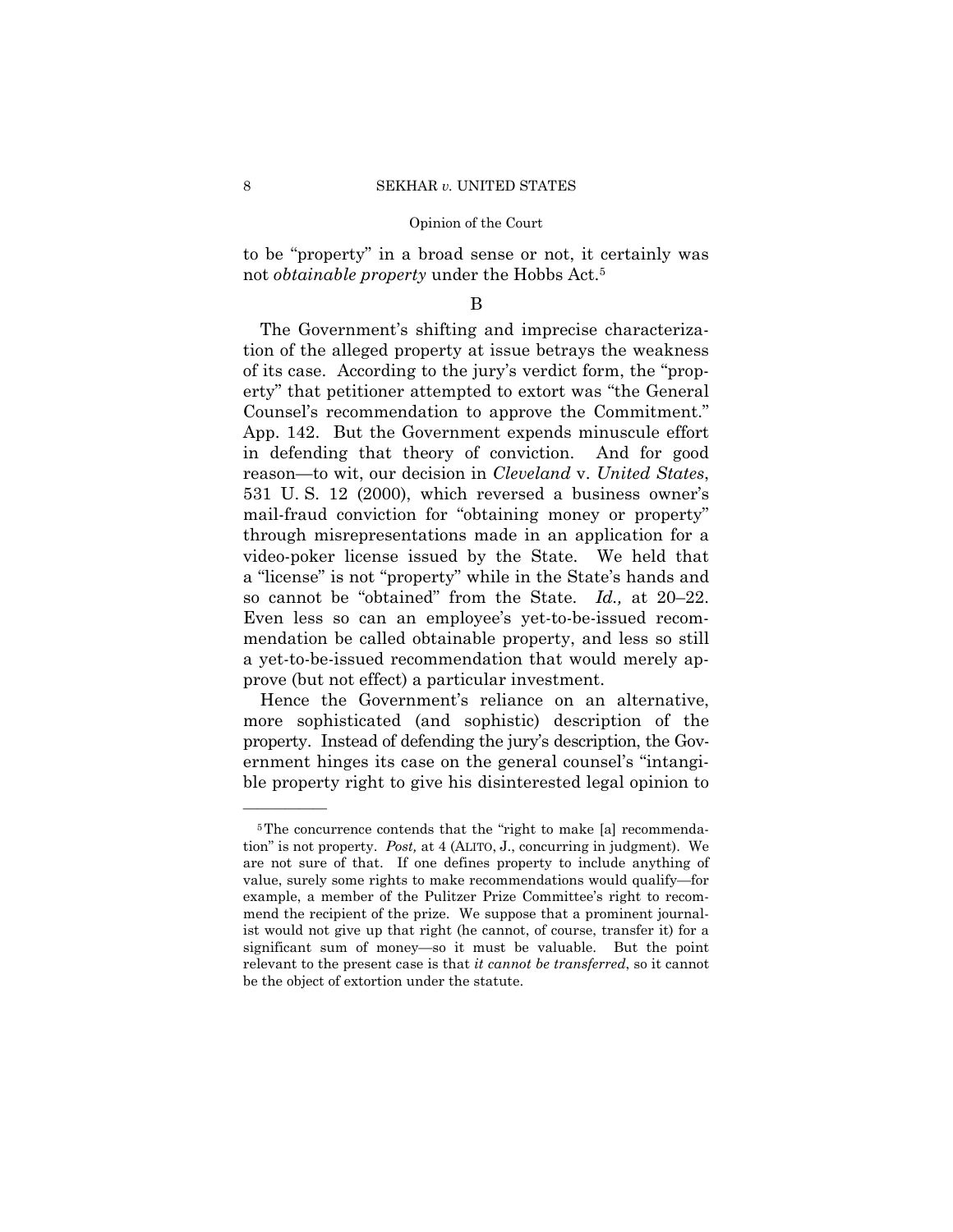to be "property" in a broad sense or not, it certainly was not *obtainable property* under the Hobbs Act.[5]

B

The Government's shifting and imprecise characterization of the alleged property at issue betrays the weakness of its case. According to the jury's verdict form, the "property" that petitioner attempted to extort was "the General Counsel's recommendation to approve the Commitment." App. 142. But the Government expends minuscule effort in defending that theory of conviction. And for good reason—to wit, our decision in *Cleveland* v. *United States*, 531 U. S. 12 (2000), which reversed a business owner's mail-fraud conviction for "obtaining money or property" through misrepresentations made in an application for a video-poker license issued by the State. We held that a "license" is not "property" while in the State's hands and so cannot be "obtained" from the State. *Id.,* at 20–22. Even less so can an employee's yet-to-be-issued recommendation be called obtainable property, and less so still a yet-to-be-issued recommendation that would merely approve (but not effect) a particular investment.

Hence the Government's reliance on an alternative, more sophisticated (and sophistic) description of the property. Instead of defending the jury's description, the Government hinges its case on the general counsel's "intangible property right to give his disinterested legal opinion to

---

[5] The concurrence contends that the "right to make [a] recommendation" is not property. *Post,* at 4 (ALITO, J., concurring in judgment). We are not sure of that. If one defines property to include anything of value, surely some rights to make recommendations would qualify—for example, a member of the Pulitzer Prize Committee's right to recommend the recipient of the prize. We suppose that a prominent journalist would not give up that right (he cannot, of course, transfer it) for a significant sum of money—so it must be valuable. But the point relevant to the present case is that *it cannot be transferred*, so it cannot be the object of extortion under the statute.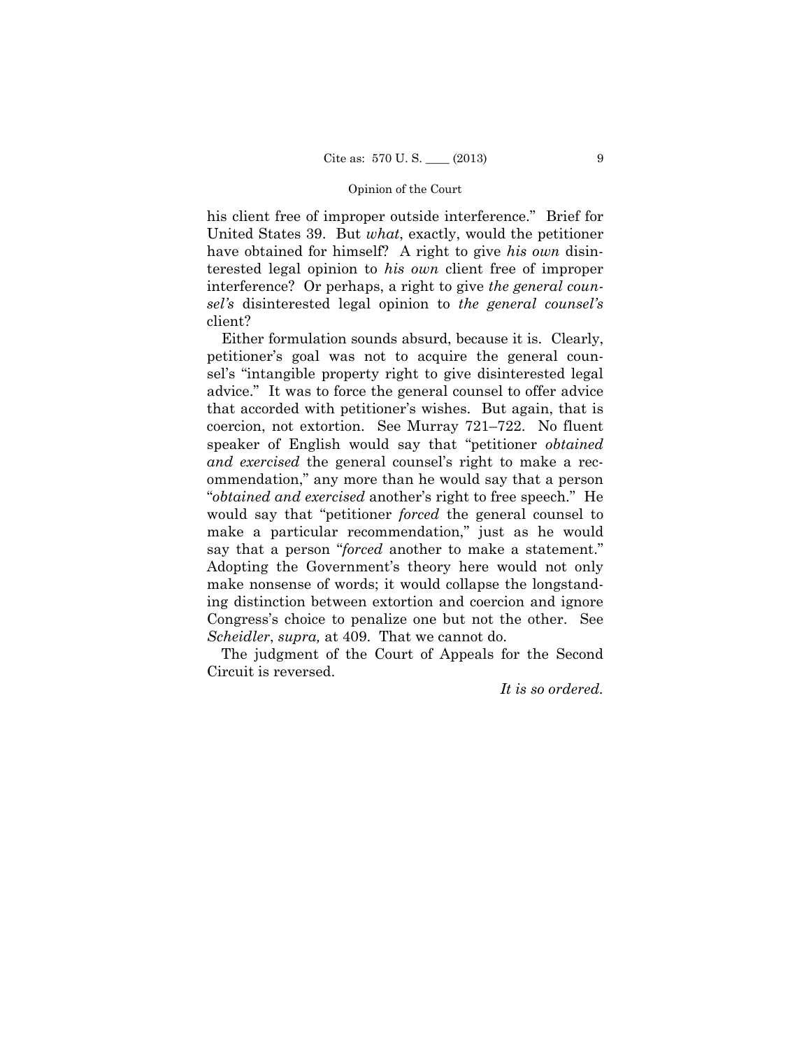his client free of improper outside interference." Brief for United States 39. But *what*, exactly, would the petitioner have obtained for himself? A right to give *his own* disinterested legal opinion to *his own* client free of improper interference? Or perhaps, a right to give *the general counsel's* disinterested legal opinion to *the general counsel's* client?

Either formulation sounds absurd, because it is. Clearly, petitioner's goal was not to acquire the general counsel's "intangible property right to give disinterested legal advice." It was to force the general counsel to offer advice that accorded with petitioner's wishes. But again, that is coercion, not extortion. See Murray 721–722. No fluent speaker of English would say that "petitioner *obtained and exercised* the general counsel's right to make a recommendation," any more than he would say that a person "*obtained and exercised* another's right to free speech." He would say that "petitioner *forced* the general counsel to make a particular recommendation," just as he would say that a person "*forced* another to make a statement." Adopting the Government's theory here would not only make nonsense of words; it would collapse the longstanding distinction between extortion and coercion and ignore Congress's choice to penalize one but not the other. See *Scheidler*, *supra,* at 409. That we cannot do.

The judgment of the Court of Appeals for the Second Circuit is reversed.

*It is so ordered.*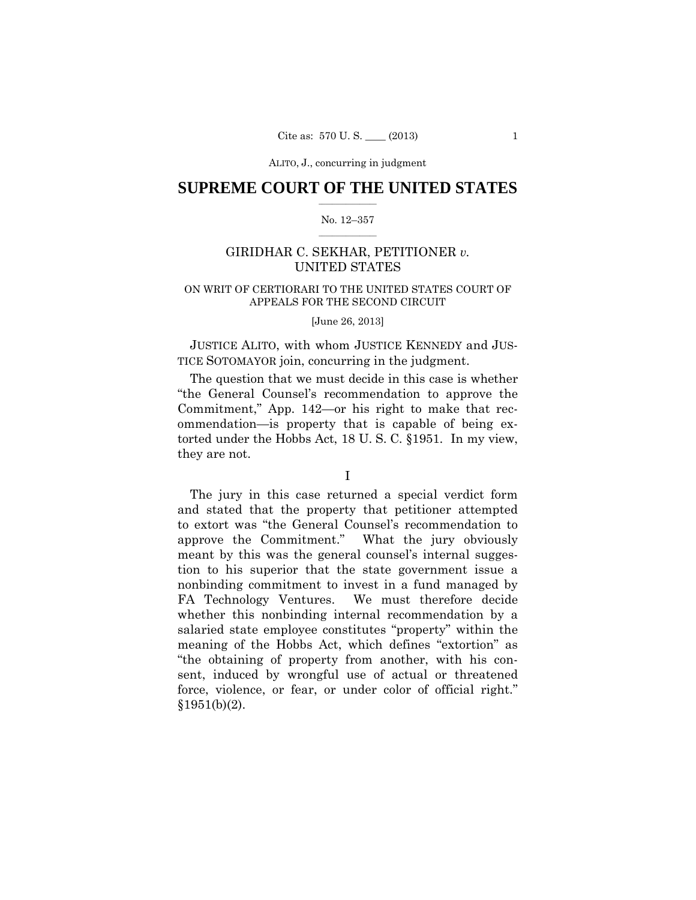ALITO, J., concurring in judgment

# SUPREME COURT OF THE UNITED STATES

No. 12–357

GIRIDHAR C. SEKHAR, PETITIONER *v.* UNITED STATES

ON WRIT OF CERTIORARI TO THE UNITED STATES COURT OF APPEALS FOR THE SECOND CIRCUIT

[June 26, 2013]

JUSTICE ALITO, with whom JUSTICE KENNEDY and JUSTICE SOTOMAYOR join, concurring in the judgment.

The question that we must decide in this case is whether "the General Counsel's recommendation to approve the Commitment," App. 142—or his right to make that recommendation—is property that is capable of being extorted under the Hobbs Act, 18 U. S. C. §1951. In my view, they are not.

I

The jury in this case returned a special verdict form and stated that the property that petitioner attempted to extort was "the General Counsel's recommendation to approve the Commitment." What the jury obviously meant by this was the general counsel's internal suggestion to his superior that the state government issue a nonbinding commitment to invest in a fund managed by FA Technology Ventures. We must therefore decide whether this nonbinding internal recommendation by a salaried state employee constitutes "property" within the meaning of the Hobbs Act, which defines "extortion" as "the obtaining of property from another, with his consent, induced by wrongful use of actual or threatened force, violence, or fear, or under color of official right." §1951(b)(2).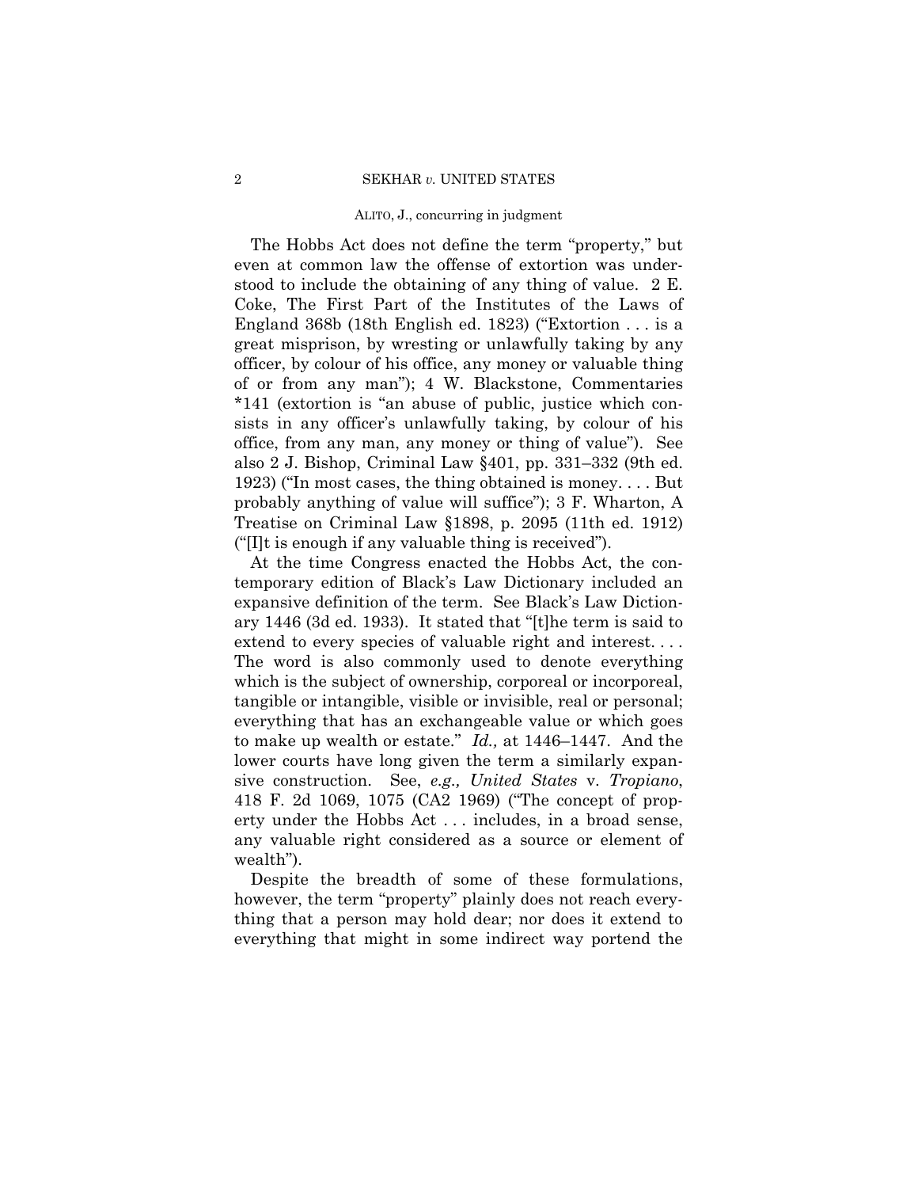The Hobbs Act does not define the term "property," but even at common law the offense of extortion was understood to include the obtaining of any thing of value. 2 E. Coke, The First Part of the Institutes of the Laws of England 368b (18th English ed. 1823) ("Extortion . . . is a great misprison, by wresting or unlawfully taking by any officer, by colour of his office, any money or valuable thing of or from any man"); 4 W. Blackstone, Commentaries *141 (extortion is "an abuse of public, justice which consists in any officer's unlawfully taking, by colour of his office, from any man, any money or thing of value"). See also 2 J. Bishop, Criminal Law §401, pp. 331–332 (9th ed. 1923) ("In most cases, the thing obtained is money. . . . But probably anything of value will suffice"); 3 F. Wharton, A Treatise on Criminal Law §1898, p. 2095 (11th ed. 1912) ("[I]t is enough if any valuable thing is received").

At the time Congress enacted the Hobbs Act, the contemporary edition of Black's Law Dictionary included an expansive definition of the term. See Black's Law Dictionary 1446 (3d ed. 1933). It stated that "[t]he term is said to extend to every species of valuable right and interest. . . . The word is also commonly used to denote everything which is the subject of ownership, corporeal or incorporeal, tangible or intangible, visible or invisible, real or personal; everything that has an exchangeable value or which goes to make up wealth or estate." *Id.,* at 1446–1447. And the lower courts have long given the term a similarly expansive construction. See, *e.g., United States* v. *Tropiano*, 418 F. 2d 1069, 1075 (CA2 1969) ("The concept of property under the Hobbs Act . . . includes, in a broad sense, any valuable right considered as a source or element of wealth").

Despite the breadth of some of these formulations, however, the term "property" plainly does not reach everything that a person may hold dear; nor does it extend to everything that might in some indirect way portend the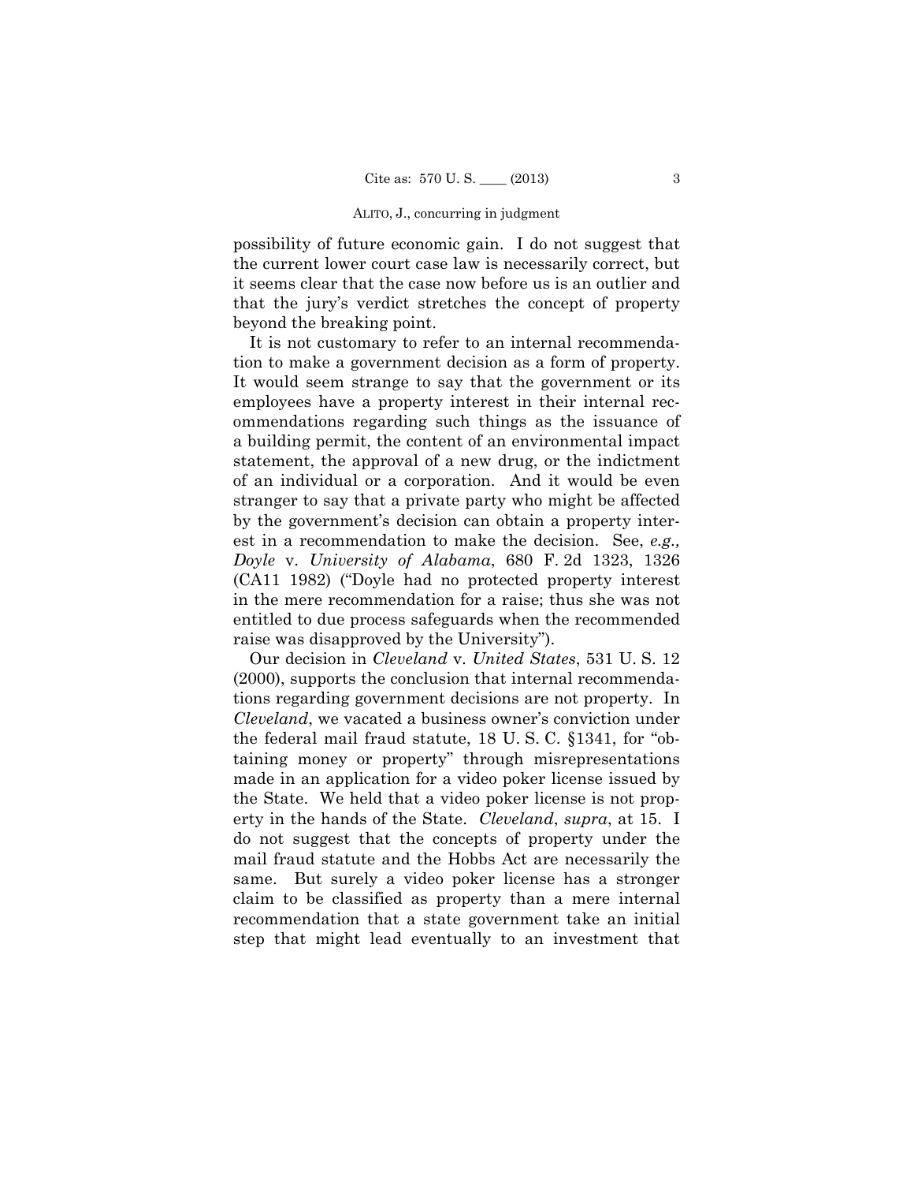possibility of future economic gain. I do not suggest that the current lower court case law is necessarily correct, but it seems clear that the case now before us is an outlier and that the jury's verdict stretches the concept of property beyond the breaking point.

It is not customary to refer to an internal recommendation to make a government decision as a form of property. It would seem strange to say that the government or its employees have a property interest in their internal recommendations regarding such things as the issuance of a building permit, the content of an environmental impact statement, the approval of a new drug, or the indictment of an individual or a corporation. And it would be even stranger to say that a private party who might be affected by the government's decision can obtain a property interest in a recommendation to make the decision. See, *e.g., Doyle* v. *University of Alabama*, 680 F. 2d 1323, 1326 (CA11 1982) ("Doyle had no protected property interest in the mere recommendation for a raise; thus she was not entitled to due process safeguards when the recommended raise was disapproved by the University").

Our decision in *Cleveland* v. *United States*, 531 U. S. 12 (2000), supports the conclusion that internal recommendations regarding government decisions are not property. In *Cleveland*, we vacated a business owner's conviction under the federal mail fraud statute, 18 U. S. C. §1341, for "obtaining money or property" through misrepresentations made in an application for a video poker license issued by the State. We held that a video poker license is not property in the hands of the State. *Cleveland*, *supra*, at 15. I do not suggest that the concepts of property under the mail fraud statute and the Hobbs Act are necessarily the same. But surely a video poker license has a stronger claim to be classified as property than a mere internal recommendation that a state government take an initial step that might lead eventually to an investment that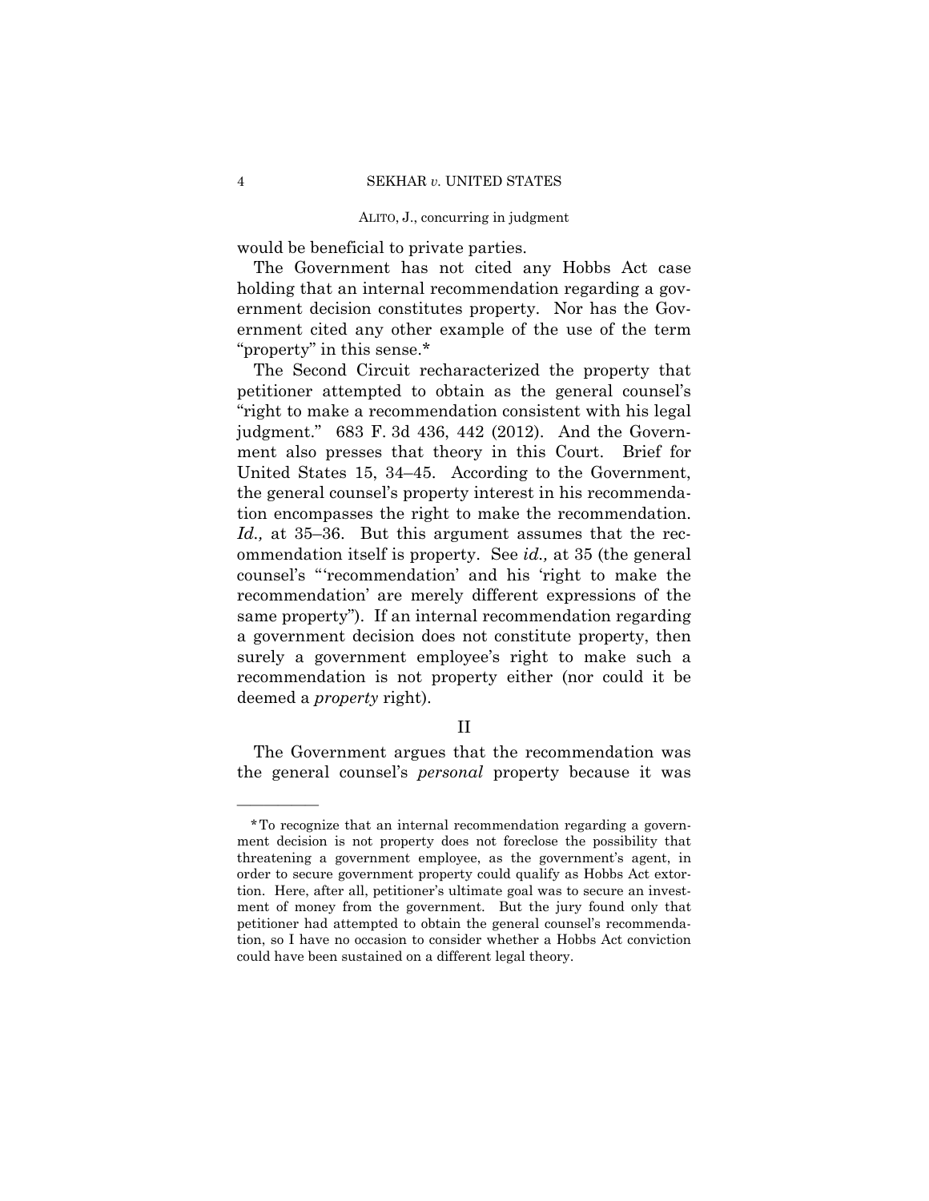would be beneficial to private parties.

The Government has not cited any Hobbs Act case holding that an internal recommendation regarding a government decision constitutes property. Nor has the Government cited any other example of the use of the term "property" in this sense.*

The Second Circuit recharacterized the property that petitioner attempted to obtain as the general counsel's "right to make a recommendation consistent with his legal judgment." 683 F. 3d 436, 442 (2012). And the Government also presses that theory in this Court. Brief for United States 15, 34–45. According to the Government, the general counsel's property interest in his recommendation encompasses the right to make the recommendation. *Id.,* at 35–36. But this argument assumes that the recommendation itself is property. See *id.,* at 35 (the general counsel's "'recommendation' and his 'right to make the recommendation' are merely different expressions of the same property"). If an internal recommendation regarding a government decision does not constitute property, then surely a government employee's right to make such a recommendation is not property either (nor could it be deemed a *property* right).

## II

The Government argues that the recommendation was the general counsel's *personal* property because it was

---

*To recognize that an internal recommendation regarding a government decision is not property does not foreclose the possibility that threatening a government employee, as the government's agent, in order to secure government property could qualify as Hobbs Act extortion. Here, after all, petitioner's ultimate goal was to secure an investment of money from the government. But the jury found only that petitioner had attempted to obtain the general counsel's recommendation, so I have no occasion to consider whether a Hobbs Act conviction could have been sustained on a different legal theory.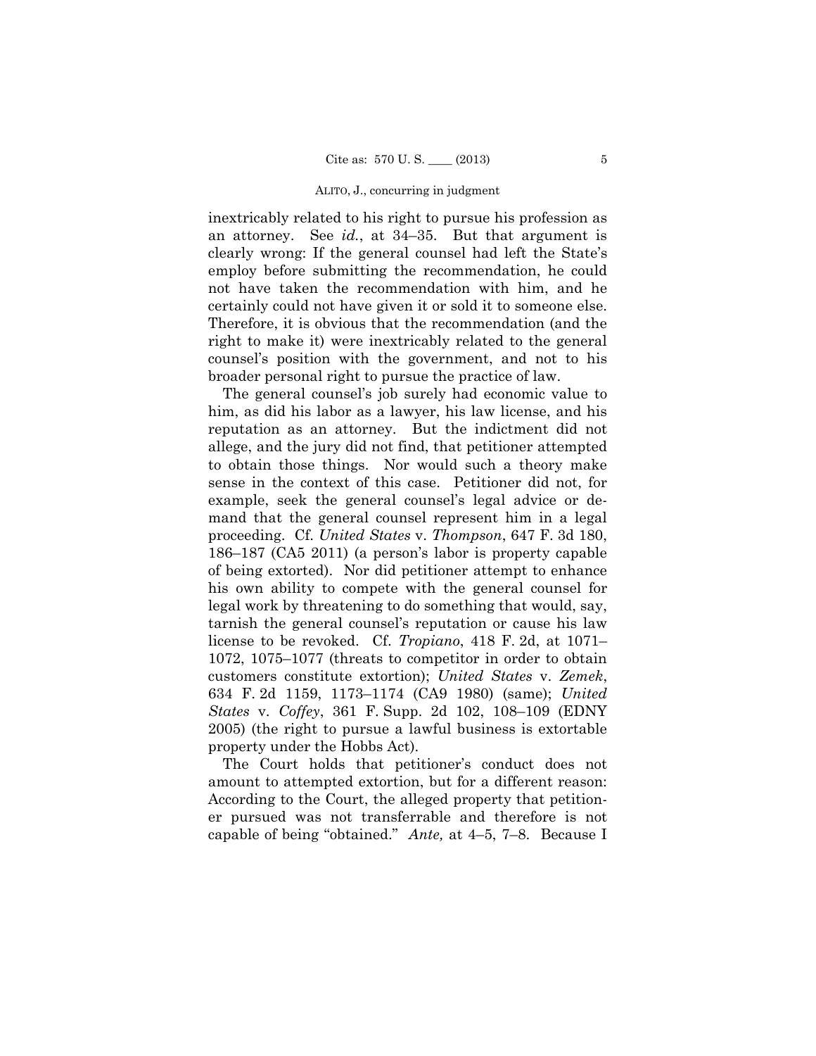inextricably related to his right to pursue his profession as an attorney. See *id.*, at 34–35. But that argument is clearly wrong: If the general counsel had left the State's employ before submitting the recommendation, he could not have taken the recommendation with him, and he certainly could not have given it or sold it to someone else. Therefore, it is obvious that the recommendation (and the right to make it) were inextricably related to the general counsel's position with the government, and not to his broader personal right to pursue the practice of law.

The general counsel's job surely had economic value to him, as did his labor as a lawyer, his law license, and his reputation as an attorney. But the indictment did not allege, and the jury did not find, that petitioner attempted to obtain those things. Nor would such a theory make sense in the context of this case. Petitioner did not, for example, seek the general counsel's legal advice or demand that the general counsel represent him in a legal proceeding. Cf. *United States* v. *Thompson*, 647 F. 3d 180, 186–187 (CA5 2011) (a person's labor is property capable of being extorted). Nor did petitioner attempt to enhance his own ability to compete with the general counsel for legal work by threatening to do something that would, say, tarnish the general counsel's reputation or cause his law license to be revoked. Cf. *Tropiano*, 418 F. 2d, at 1071–1072, 1075–1077 (threats to competitor in order to obtain customers constitute extortion); *United States* v. *Zemek*, 634 F. 2d 1159, 1173–1174 (CA9 1980) (same); *United States* v. *Coffey*, 361 F. Supp. 2d 102, 108–109 (EDNY 2005) (the right to pursue a lawful business is extortable property under the Hobbs Act).

The Court holds that petitioner's conduct does not amount to attempted extortion, but for a different reason: According to the Court, the alleged property that petitioner pursued was not transferrable and therefore is not capable of being "obtained." *Ante,* at 4–5, 7–8. Because I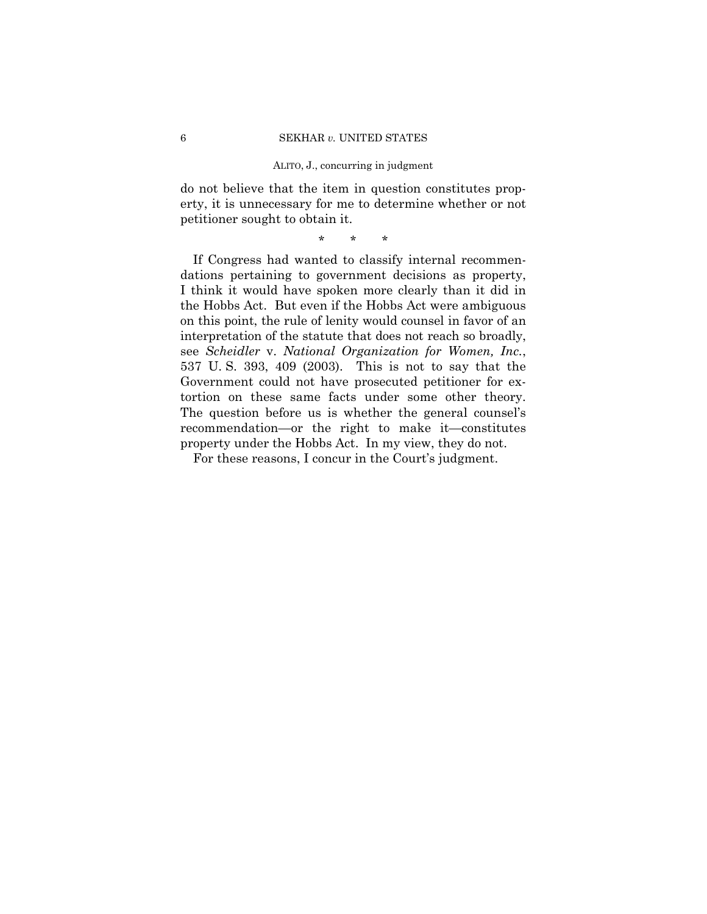do not believe that the item in question constitutes property, it is unnecessary for me to determine whether or not petitioner sought to obtain it.

\* \* \*

If Congress had wanted to classify internal recommendations pertaining to government decisions as property, I think it would have spoken more clearly than it did in the Hobbs Act. But even if the Hobbs Act were ambiguous on this point, the rule of lenity would counsel in favor of an interpretation of the statute that does not reach so broadly, see *Scheidler* v. *National Organization for Women, Inc.*, 537 U. S. 393, 409 (2003). This is not to say that the Government could not have prosecuted petitioner for extortion on these same facts under some other theory. The question before us is whether the general counsel's recommendation—or the right to make it—constitutes property under the Hobbs Act. In my view, they do not.

For these reasons, I concur in the Court's judgment.